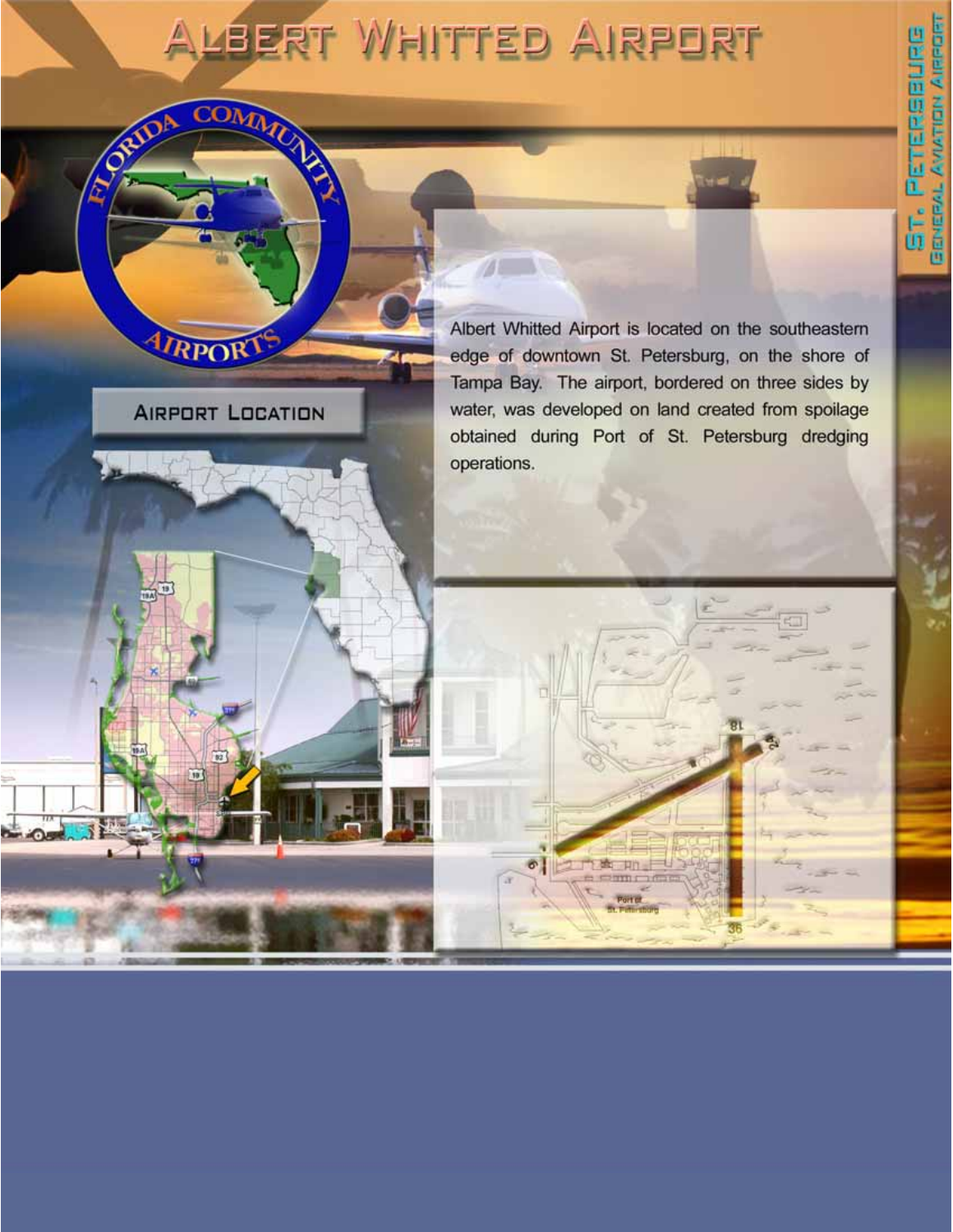# Albert Whitted Airport

St. Petersburg General Aviation Airport

## Airport Location

Albert Whitted Airport is located on the southeastern edge of downtown St. Petersburg, on the shore of Tampa Bay. The airport, bordered on three sides by water, was developed on land created from spoilage obtained during Port of St. Petersburg dredging operations.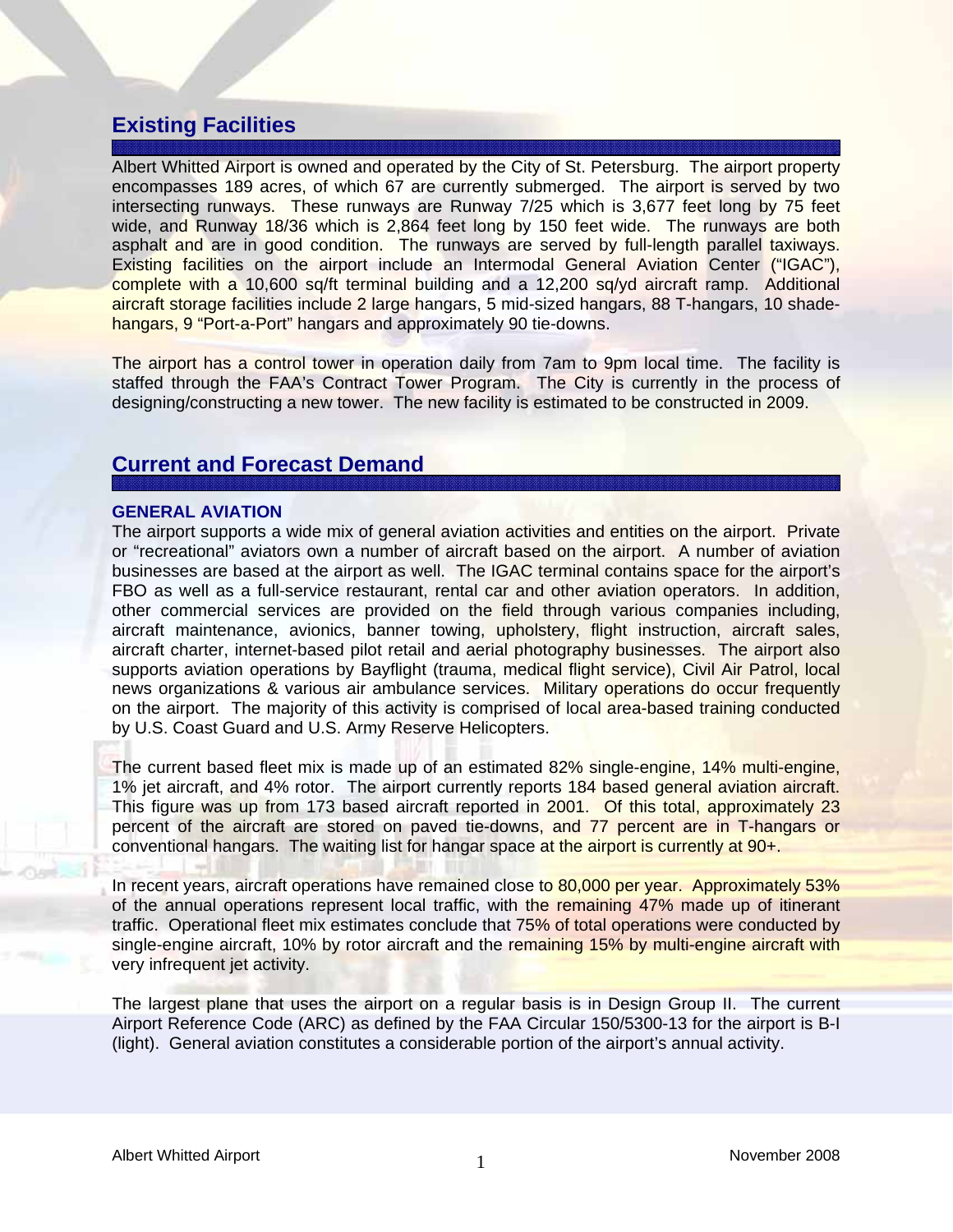## Existing Facilities

Albert Whitted Airport is owned and operated by the City of St. Petersburg. The airport property encompasses 189 acres, of which 67 are currently submerged. The airport is served by two intersecting runways. These runways are Runway 7/25 which is 3,677 feet long by 75 feet wide, and Runway 18/36 which is 2,864 feet long by 150 feet wide. The runways are both asphalt and are in good condition. The runways are served by full-length parallel taxiways. Existing facilities on the airport include an Intermodal General Aviation Center ("IGAC"), complete with a 10,600 sq/ft terminal building and a 12,200 sq/yd aircraft ramp. Additional aircraft storage facilities include 2 large hangars, 5 mid-sized hangars, 88 T-hangars, 10 shade-hangars, 9 "Port-a-Port" hangars and approximately 90 tie-downs.

The airport has a control tower in operation daily from 7am to 9pm local time. The facility is staffed through the FAA's Contract Tower Program. The City is currently in the process of designing/constructing a new tower. The new facility is estimated to be constructed in 2009.

## Current and Forecast Demand

### GENERAL AVIATION

The airport supports a wide mix of general aviation activities and entities on the airport. Private or "recreational" aviators own a number of aircraft based on the airport. A number of aviation businesses are based at the airport as well. The IGAC terminal contains space for the airport's FBO as well as a full-service restaurant, rental car and other aviation operators. In addition, other commercial services are provided on the field through various companies including, aircraft maintenance, avionics, banner towing, upholstery, flight instruction, aircraft sales, aircraft charter, internet-based pilot retail and aerial photography businesses. The airport also supports aviation operations by Bayflight (trauma, medical flight service), Civil Air Patrol, local news organizations & various air ambulance services. Military operations do occur frequently on the airport. The majority of this activity is comprised of local area-based training conducted by U.S. Coast Guard and U.S. Army Reserve Helicopters.

The current based fleet mix is made up of an estimated 82% single-engine, 14% multi-engine, 1% jet aircraft, and 4% rotor. The airport currently reports 184 based general aviation aircraft. This figure was up from 173 based aircraft reported in 2001. Of this total, approximately 23 percent of the aircraft are stored on paved tie-downs, and 77 percent are in T-hangars or conventional hangars. The waiting list for hangar space at the airport is currently at 90+.

In recent years, aircraft operations have remained close to 80,000 per year. Approximately 53% of the annual operations represent local traffic, with the remaining 47% made up of itinerant traffic. Operational fleet mix estimates conclude that 75% of total operations were conducted by single-engine aircraft, 10% by rotor aircraft and the remaining 15% by multi-engine aircraft with very infrequent jet activity.

The largest plane that uses the airport on a regular basis is in Design Group II. The current Airport Reference Code (ARC) as defined by the FAA Circular 150/5300-13 for the airport is B-I (light). General aviation constitutes a considerable portion of the airport's annual activity.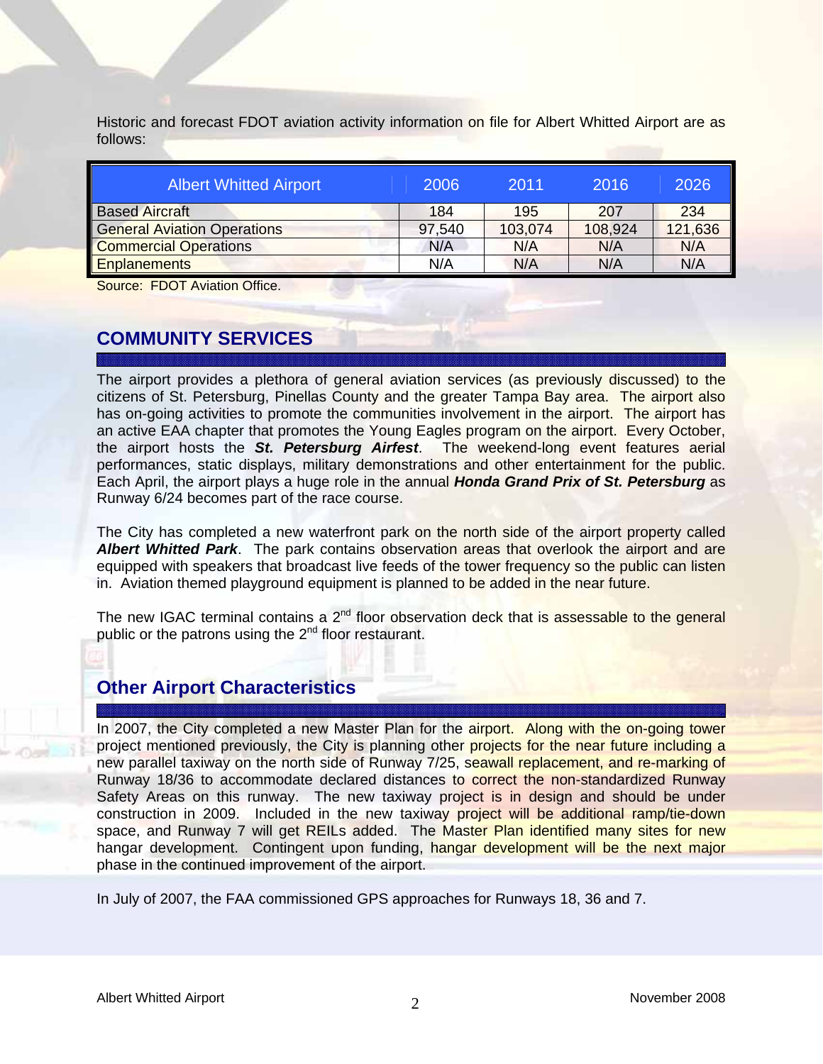Historic and forecast FDOT aviation activity information on file for Albert Whitted Airport are as follows:

| Albert Whitted Airport | 2006 | 2011 | 2016 | 2026 |
|---|---|---|---|---|
| Based Aircraft | 184 | 195 | 207 | 234 |
| General Aviation Operations | 97,540 | 103,074 | 108,924 | 121,636 |
| Commercial Operations | N/A | N/A | N/A | N/A |
| Enplanements | N/A | N/A | N/A | N/A |

Source: FDOT Aviation Office.

## COMMUNITY SERVICES

The airport provides a plethora of general aviation services (as previously discussed) to the citizens of St. Petersburg, Pinellas County and the greater Tampa Bay area. The airport also has on-going activities to promote the communities involvement in the airport. The airport has an active EAA chapter that promotes the Young Eagles program on the airport. Every October, the airport hosts the ***St. Petersburg Airfest***. The weekend-long event features aerial performances, static displays, military demonstrations and other entertainment for the public. Each April, the airport plays a huge role in the annual ***Honda Grand Prix of St. Petersburg*** as Runway 6/24 becomes part of the race course.

The City has completed a new waterfront park on the north side of the airport property called ***Albert Whitted Park***. The park contains observation areas that overlook the airport and are equipped with speakers that broadcast live feeds of the tower frequency so the public can listen in. Aviation themed playground equipment is planned to be added in the near future.

The new IGAC terminal contains a 2nd floor observation deck that is assessable to the general public or the patrons using the 2nd floor restaurant.

## Other Airport Characteristics

In 2007, the City completed a new Master Plan for the airport. Along with the on-going tower project mentioned previously, the City is planning other projects for the near future including a new parallel taxiway on the north side of Runway 7/25, seawall replacement, and re-marking of Runway 18/36 to accommodate declared distances to correct the non-standardized Runway Safety Areas on this runway. The new taxiway project is in design and should be under construction in 2009. Included in the new taxiway project will be additional ramp/tie-down space, and Runway 7 will get REILs added. The Master Plan identified many sites for new hangar development. Contingent upon funding, hangar development will be the next major phase in the continued improvement of the airport.

In July of 2007, the FAA commissioned GPS approaches for Runways 18, 36 and 7.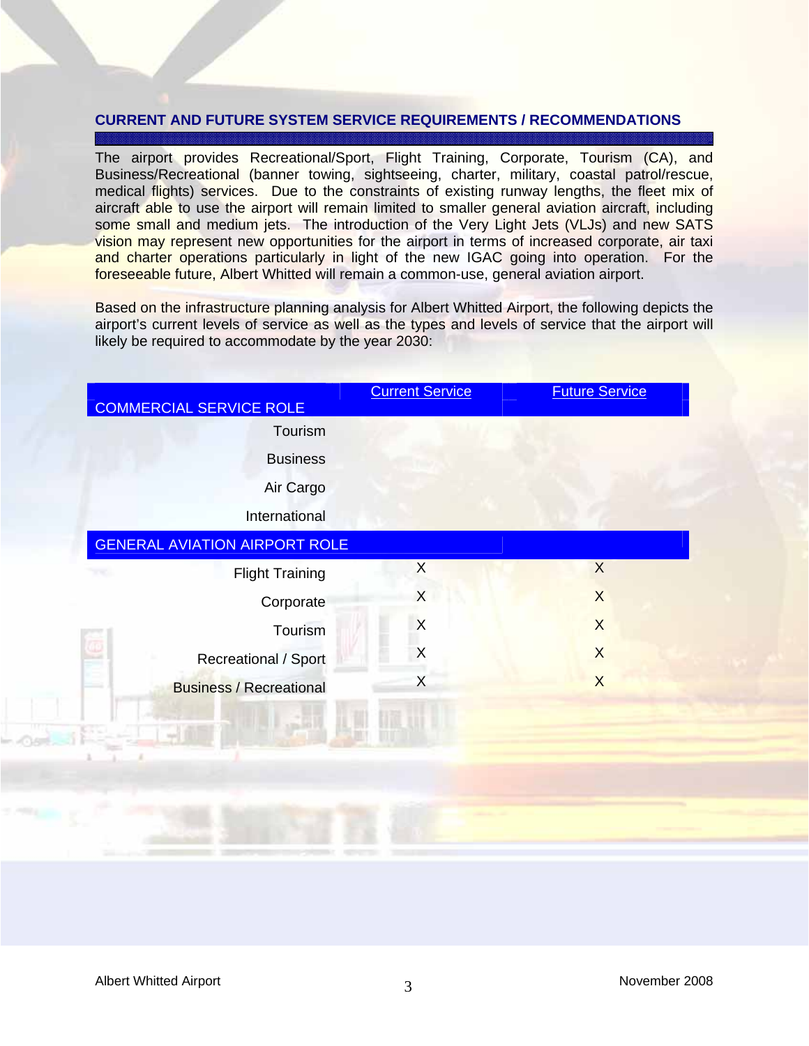## CURRENT AND FUTURE SYSTEM SERVICE REQUIREMENTS / RECOMMENDATIONS

The airport provides Recreational/Sport, Flight Training, Corporate, Tourism (CA), and Business/Recreational (banner towing, sightseeing, charter, military, coastal patrol/rescue, medical flights) services. Due to the constraints of existing runway lengths, the fleet mix of aircraft able to use the airport will remain limited to smaller general aviation aircraft, including some small and medium jets. The introduction of the Very Light Jets (VLJs) and new SATS vision may represent new opportunities for the airport in terms of increased corporate, air taxi and charter operations particularly in light of the new IGAC going into operation. For the foreseeable future, Albert Whitted will remain a common-use, general aviation airport.

Based on the infrastructure planning analysis for Albert Whitted Airport, the following depicts the airport's current levels of service as well as the types and levels of service that the airport will likely be required to accommodate by the year 2030:

| COMMERCIAL SERVICE ROLE | Current Service | Future Service |
|---|---|---|
| Tourism | | |
| Business | | |
| Air Cargo | | |
| International | | |
| **GENERAL AVIATION AIRPORT ROLE** | | |
| Flight Training | X | X |
| Corporate | X | X |
| Tourism | X | X |
| Recreational / Sport | X | X |
| Business / Recreational | X | X |